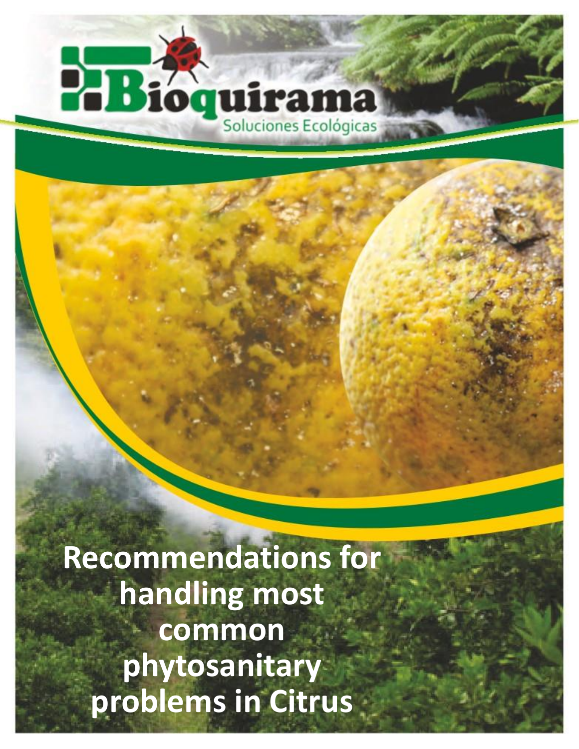Bioquirama

Soluciones Ecológicas

# Recommendations for handling most common phytosanitary problems in Citrus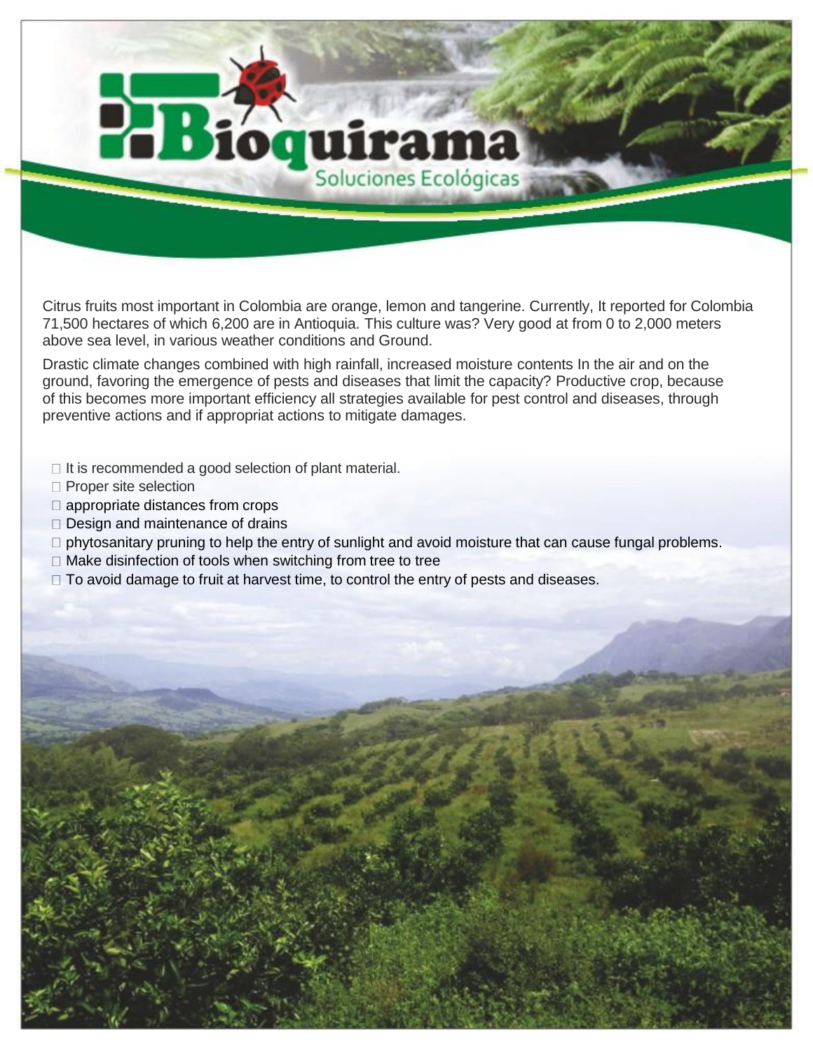Bioquirama

Soluciones Ecológicas

Citrus fruits most important in Colombia are orange, lemon and tangerine. Currently, It reported for Colombia 71,500 hectares of which 6,200 are in Antioquia. This culture was? Very good at from 0 to 2,000 meters above sea level, in various weather conditions and Ground.

Drastic climate changes combined with high rainfall, increased moisture contents In the air and on the ground, favoring the emergence of pests and diseases that limit the capacity? Productive crop, because of this becomes more important efficiency all strategies available for pest control and diseases, through preventive actions and if appropriat actions to mitigate damages.

- It is recommended a good selection of plant material.
- Proper site selection
- appropriate distances from crops
- Design and maintenance of drains
- phytosanitary pruning to help the entry of sunlight and avoid moisture that can cause fungal problems.
- Make disinfection of tools when switching from tree to tree
- To avoid damage to fruit at harvest time, to control the entry of pests and diseases.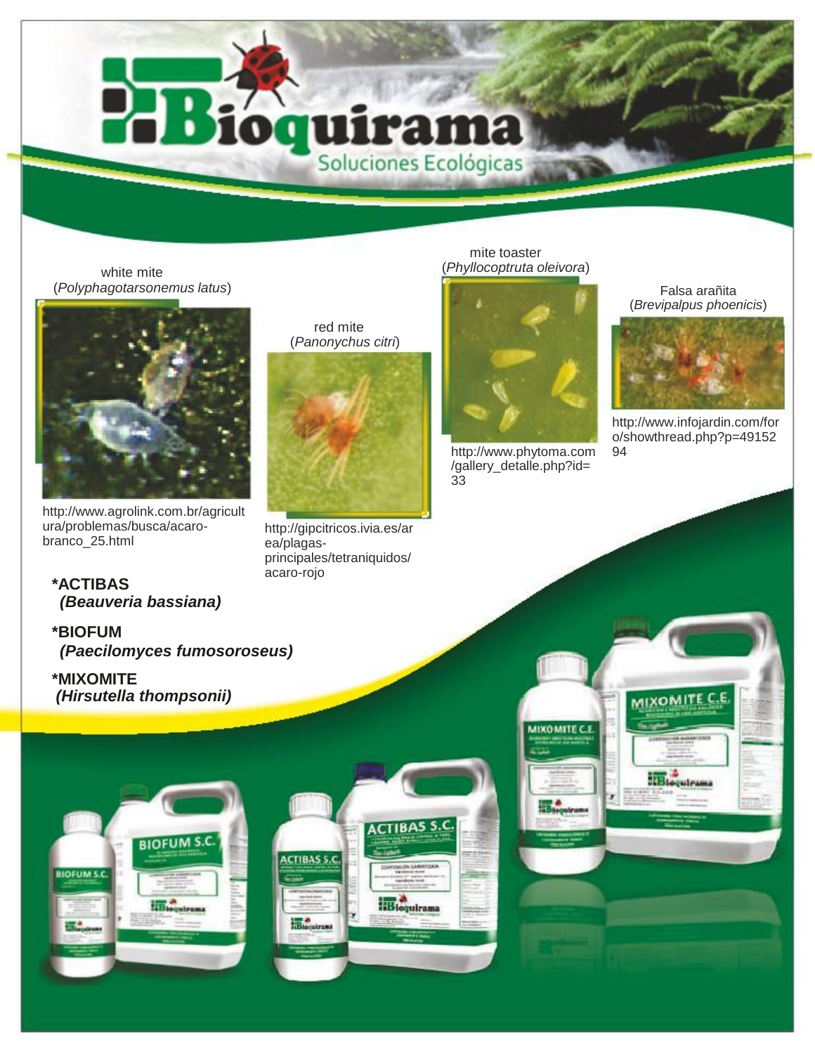# Bioquirama

Soluciones Ecológicas

white mite
(*Polyphagotarsonemus latus*)

http://www.agrolink.com.br/agricultura/problemas/busca/acaro-branco_25.html

red mite
(*Panonychus citri*)

http://gipcitricos.ivia.es/area/plagas-principales/tetraniquidos/acaro-rojo

mite toaster
(*Phyllocoptruta oleivora*)

http://www.phytoma.com/gallery_detalle.php?id=33

Falsa arañita
(*Brevipalpus phoenicis*)

http://www.infojardin.com/foro/showthread.php?p=4915294

**\*ACTIBAS**
***(Beauveria bassiana)***

**\*BIOFUM**
***(Paecilomyces fumosoroseus)***

**\*MIXOMITE**
***(Hirsutella thompsonii)***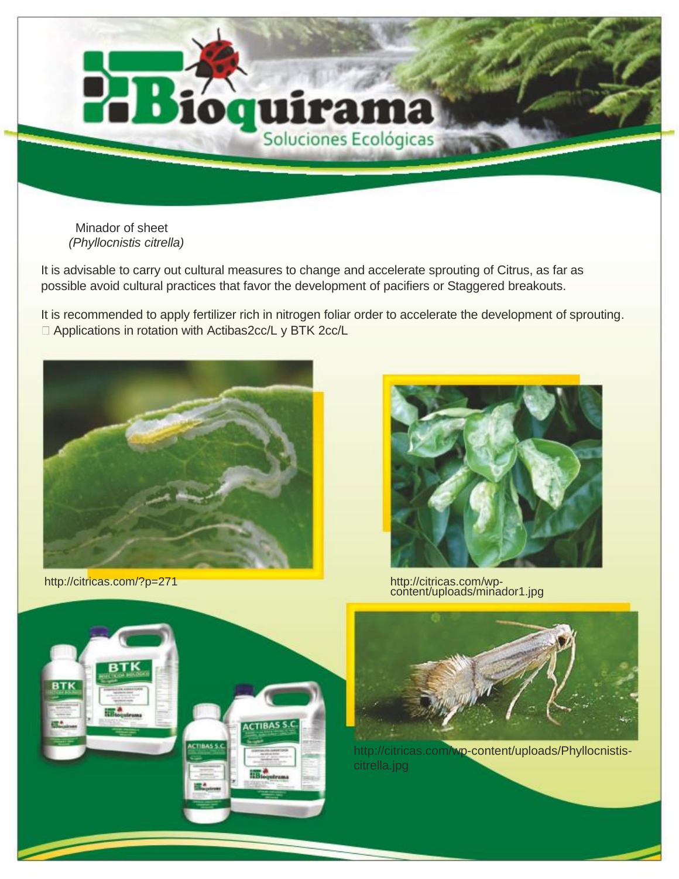Minador of sheet
*(Phyllocnistis citrella)*

It is advisable to carry out cultural measures to change and accelerate sprouting of Citrus, as far as possible avoid cultural practices that favor the development of pacifiers or Staggered breakouts.

It is recommended to apply fertilizer rich in nitrogen foliar order to accelerate the development of sprouting.

- Applications in rotation with Actibas2cc/L y BTK 2cc/L

http://citricas.com/?p=271

http://citricas.com/wp-content/uploads/minador1.jpg

http://citricas.com/wp-content/uploads/Phyllocnistis-citrella.jpg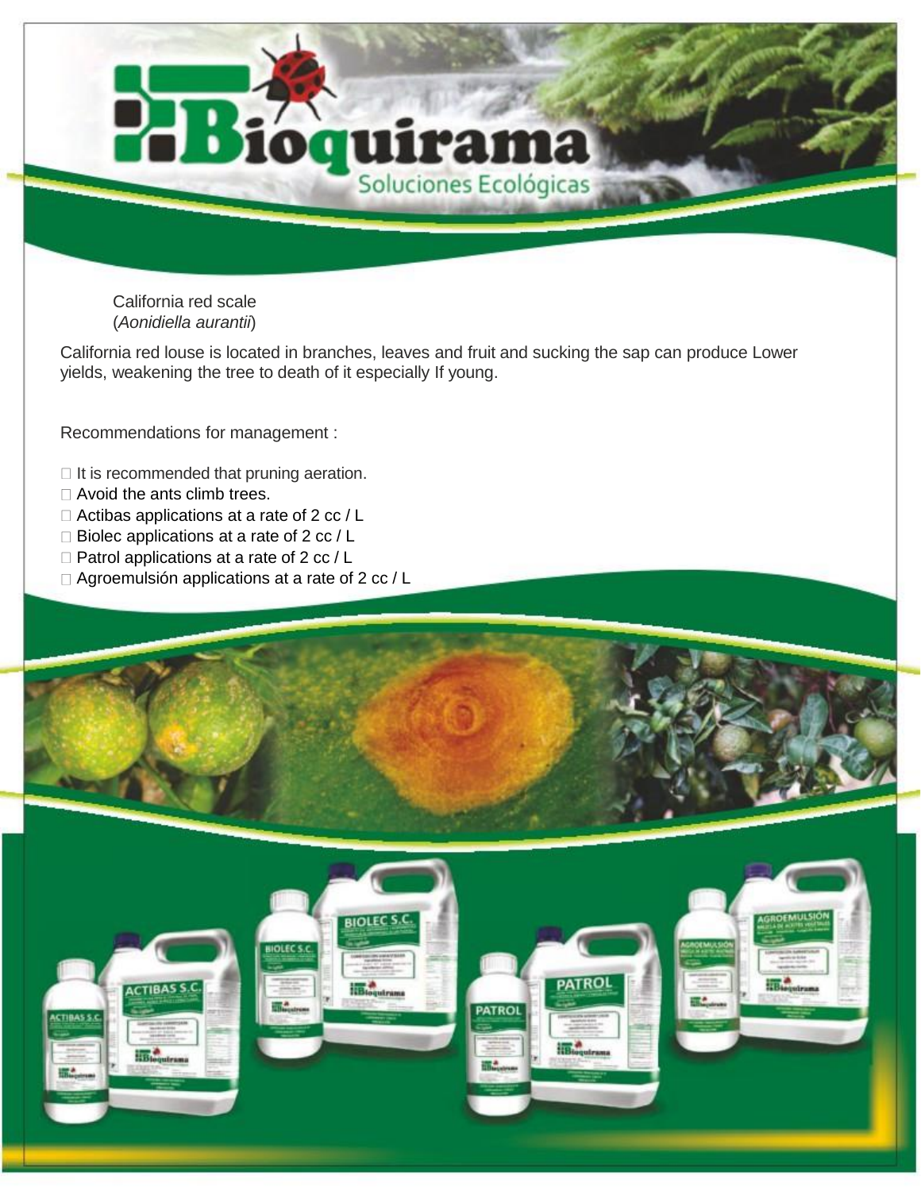California red scale
(*Aonidiella aurantii*)

California red louse is located in branches, leaves and fruit and sucking the sap can produce Lower yields, weakening the tree to death of it especially If young.

Recommendations for management :

- It is recommended that pruning aeration.
- Avoid the ants climb trees.
- Actibas applications at a rate of 2 cc / L
- Biolec applications at a rate of 2 cc / L
- Patrol applications at a rate of 2 cc / L
- Agroemulsión applications at a rate of 2 cc / L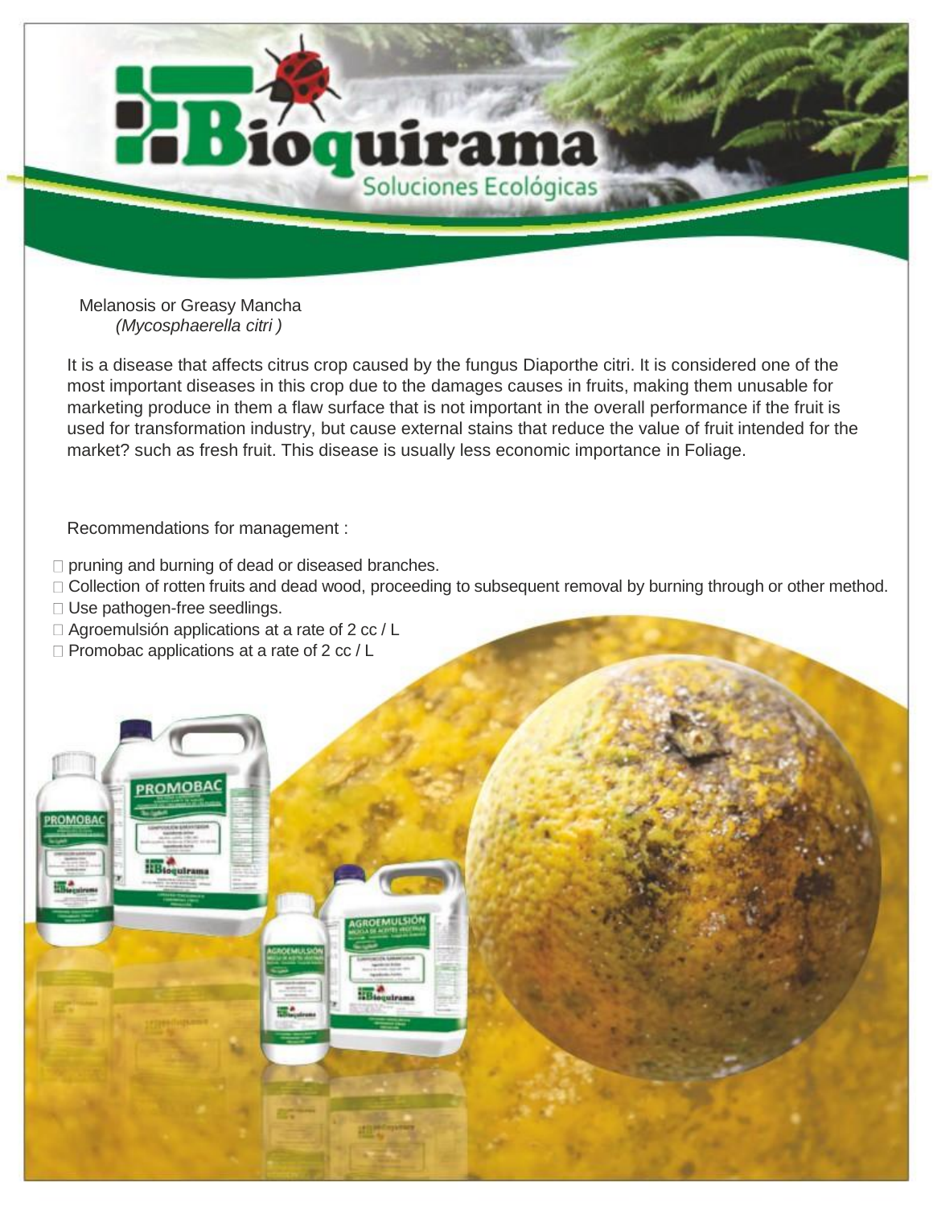Bioquirama

Soluciones Ecológicas

Melanosis or Greasy Mancha

*(Mycosphaerella citri )*

It is a disease that affects citrus crop caused by the fungus Diaporthe citri. It is considered one of the most important diseases in this crop due to the damages causes in fruits, making them unusable for marketing produce in them a flaw surface that is not important in the overall performance if the fruit is used for transformation industry, but cause external stains that reduce the value of fruit intended for the market? such as fresh fruit. This disease is usually less economic importance in Foliage.

Recommendations for management :

- pruning and burning of dead or diseased branches.
- Collection of rotten fruits and dead wood, proceeding to subsequent removal by burning through or other method.
- Use pathogen-free seedlings.
- Agroemulsión applications at a rate of 2 cc / L
- Promobac applications at a rate of 2 cc / L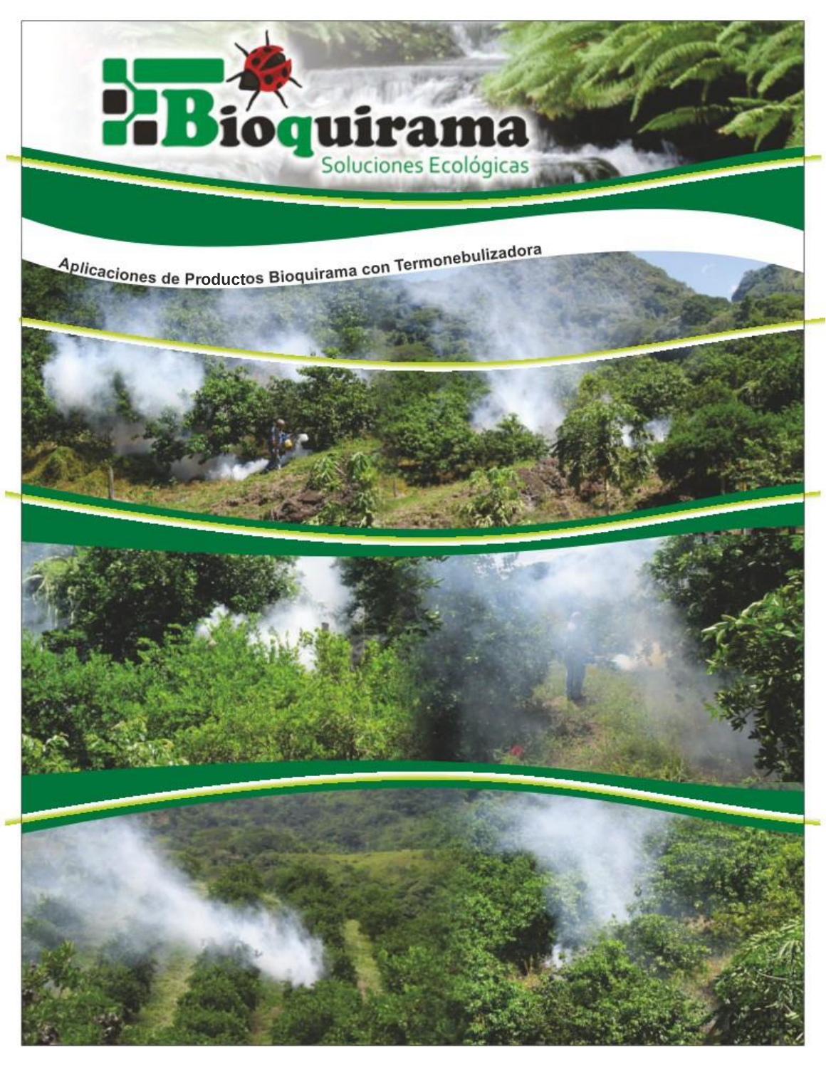# Bioquirama

Soluciones Ecológicas

Aplicaciones de Productos Bioquirama con Termonebulizadora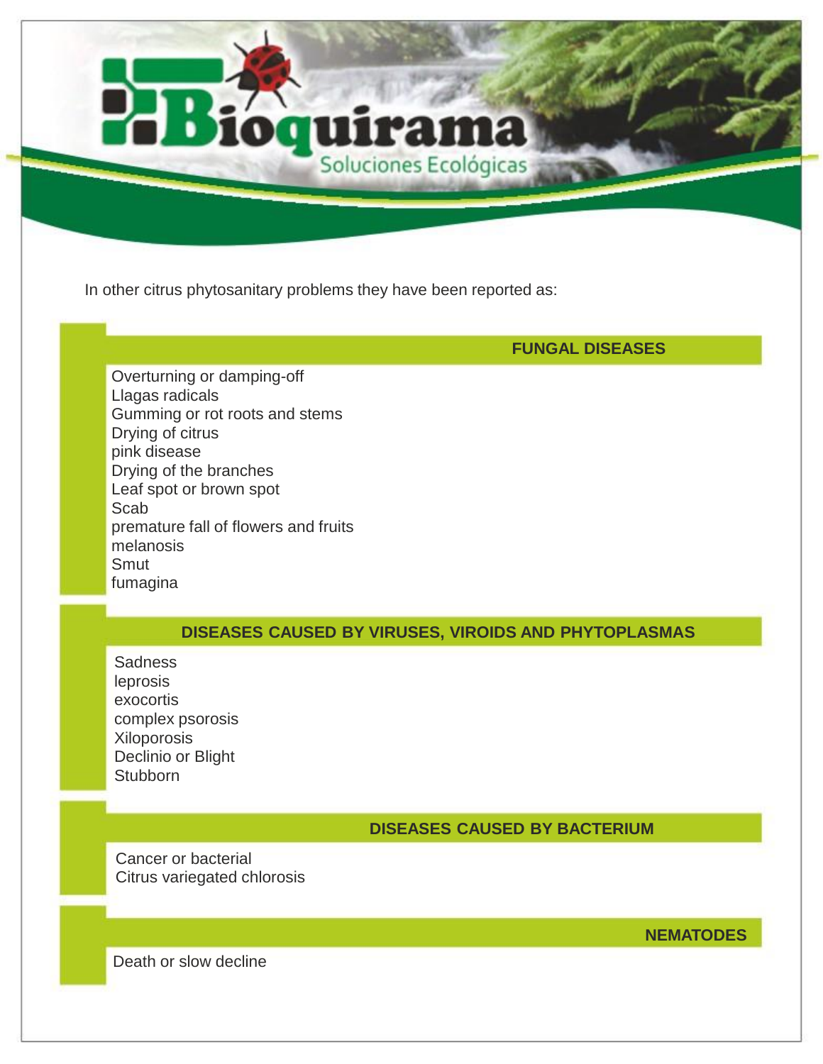In other citrus phytosanitary problems they have been reported as:

## FUNGAL DISEASES

Overturning or damping-off
Llagas radicals
Gumming or rot roots and stems
Drying of citrus
pink disease
Drying of the branches
Leaf spot or brown spot
Scab
premature fall of flowers and fruits
melanosis
Smut
fumagina

## DISEASES CAUSED BY VIRUSES, VIROIDS AND PHYTOPLASMAS

Sadness
leprosis
exocortis
complex psorosis
Xiloporosis
Declinio or Blight
Stubborn

## DISEASES CAUSED BY BACTERIUM

Cancer or bacterial
Citrus variegated chlorosis

## NEMATODES

Death or slow decline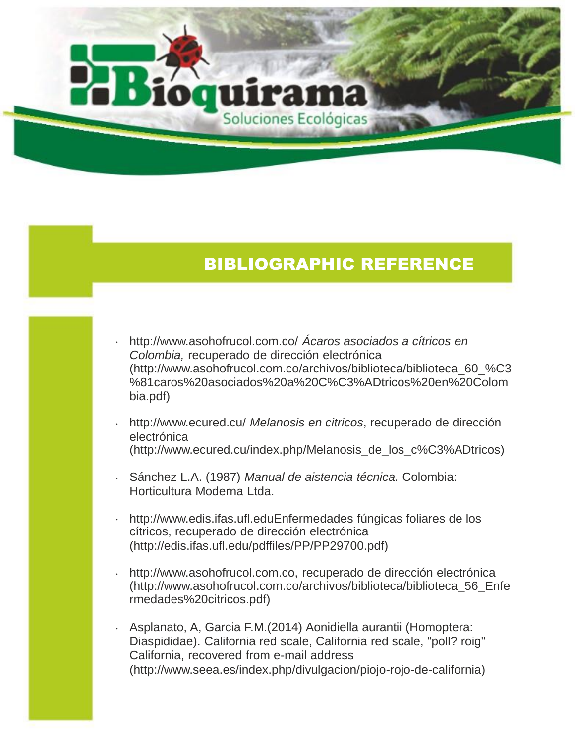# Bioquirama

Soluciones Ecológicas

## BIBLIOGRAPHIC REFERENCE

- http://www.asohofrucol.com.co/ *Ácaros asociados a cítricos en Colombia,* recuperado de dirección electrónica (http://www.asohofrucol.com.co/archivos/biblioteca/biblioteca_60_%C3%81caros%20asociados%20a%20C%C3%ADtricos%20en%20Colombia.pdf)

- http://www.ecured.cu/ *Melanosis en citricos*, recuperado de dirección electrónica (http://www.ecured.cu/index.php/Melanosis_de_los_c%C3%ADtricos)

- Sánchez L.A. (1987) *Manual de aistencia técnica.* Colombia: Horticultura Moderna Ltda.

- http://www.edis.ifas.ufl.eduEnfermedades fúngicas foliares de los cítricos, recuperado de dirección electrónica (http://edis.ifas.ufl.edu/pdffiles/PP/PP29700.pdf)

- http://www.asohofrucol.com.co, recuperado de dirección electrónica (http://www.asohofrucol.com.co/archivos/biblioteca/biblioteca_56_Enfermedades%20citricos.pdf)

- Asplanato, A, Garcia F.M.(2014) Aonidiella aurantii (Homoptera: Diaspididae). California red scale, California red scale, "poll? roig" California, recovered from e-mail address (http://www.seea.es/index.php/divulgacion/piojo-rojo-de-california)